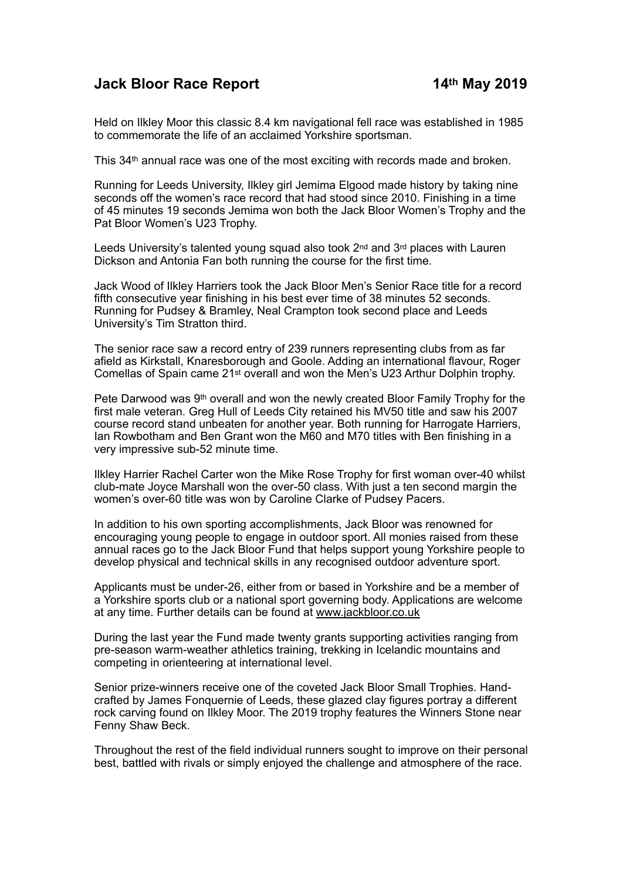# Jack Bloor Race Report 14th May 2019

Held on Ilkley Moor this classic 8.4 km navigational fell race was established in 1985 to commemorate the life of an acclaimed Yorkshire sportsman.

This 34th annual race was one of the most exciting with records made and broken.

Running for Leeds University, Ilkley girl Jemima Elgood made history by taking nine seconds off the women's race record that had stood since 2010. Finishing in a time of 45 minutes 19 seconds Jemima won both the Jack Bloor Women's Trophy and the Pat Bloor Women's U23 Trophy.

Leeds University's talented young squad also took 2nd and 3rd places with Lauren Dickson and Antonia Fan both running the course for the first time.

Jack Wood of Ilkley Harriers took the Jack Bloor Men's Senior Race title for a record fifth consecutive year finishing in his best ever time of 38 minutes 52 seconds. Running for Pudsey & Bramley, Neal Crampton took second place and Leeds University's Tim Stratton third.

The senior race saw a record entry of 239 runners representing clubs from as far afield as Kirkstall, Knaresborough and Goole. Adding an international flavour, Roger Comellas of Spain came 21st overall and won the Men's U23 Arthur Dolphin trophy.

Pete Darwood was 9th overall and won the newly created Bloor Family Trophy for the first male veteran. Greg Hull of Leeds City retained his MV50 title and saw his 2007 course record stand unbeaten for another year. Both running for Harrogate Harriers, Ian Rowbotham and Ben Grant won the M60 and M70 titles with Ben finishing in a very impressive sub-52 minute time.

Ilkley Harrier Rachel Carter won the Mike Rose Trophy for first woman over-40 whilst club-mate Joyce Marshall won the over-50 class. With just a ten second margin the women's over-60 title was won by Caroline Clarke of Pudsey Pacers.

In addition to his own sporting accomplishments, Jack Bloor was renowned for encouraging young people to engage in outdoor sport. All monies raised from these annual races go to the Jack Bloor Fund that helps support young Yorkshire people to develop physical and technical skills in any recognised outdoor adventure sport.

Applicants must be under-26, either from or based in Yorkshire and be a member of a Yorkshire sports club or a national sport governing body. Applications are welcome at any time. Further details can be found at www.jackbloor.co.uk

During the last year the Fund made twenty grants supporting activities ranging from pre-season warm-weather athletics training, trekking in Icelandic mountains and competing in orienteering at international level.

Senior prize-winners receive one of the coveted Jack Bloor Small Trophies. Hand-crafted by James Fonquernie of Leeds, these glazed clay figures portray a different rock carving found on Ilkley Moor. The 2019 trophy features the Winners Stone near Fenny Shaw Beck.

Throughout the rest of the field individual runners sought to improve on their personal best, battled with rivals or simply enjoyed the challenge and atmosphere of the race.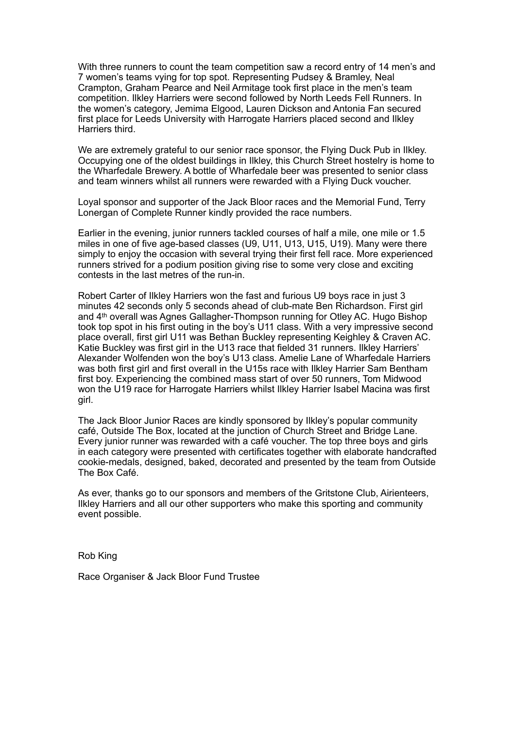With three runners to count the team competition saw a record entry of 14 men's and 7 women's teams vying for top spot. Representing Pudsey & Bramley, Neal Crampton, Graham Pearce and Neil Armitage took first place in the men's team competition. Ilkley Harriers were second followed by North Leeds Fell Runners. In the women's category, Jemima Elgood, Lauren Dickson and Antonia Fan secured first place for Leeds University with Harrogate Harriers placed second and Ilkley Harriers third.

We are extremely grateful to our senior race sponsor, the Flying Duck Pub in Ilkley. Occupying one of the oldest buildings in Ilkley, this Church Street hostelry is home to the Wharfedale Brewery. A bottle of Wharfedale beer was presented to senior class and team winners whilst all runners were rewarded with a Flying Duck voucher.

Loyal sponsor and supporter of the Jack Bloor races and the Memorial Fund, Terry Lonergan of Complete Runner kindly provided the race numbers.

Earlier in the evening, junior runners tackled courses of half a mile, one mile or 1.5 miles in one of five age-based classes (U9, U11, U13, U15, U19). Many were there simply to enjoy the occasion with several trying their first fell race. More experienced runners strived for a podium position giving rise to some very close and exciting contests in the last metres of the run-in.

Robert Carter of Ilkley Harriers won the fast and furious U9 boys race in just 3 minutes 42 seconds only 5 seconds ahead of club-mate Ben Richardson. First girl and 4th overall was Agnes Gallagher-Thompson running for Otley AC. Hugo Bishop took top spot in his first outing in the boy's U11 class. With a very impressive second place overall, first girl U11 was Bethan Buckley representing Keighley & Craven AC. Katie Buckley was first girl in the U13 race that fielded 31 runners. Ilkley Harriers' Alexander Wolfenden won the boy's U13 class. Amelie Lane of Wharfedale Harriers was both first girl and first overall in the U15s race with Ilkley Harrier Sam Bentham first boy. Experiencing the combined mass start of over 50 runners, Tom Midwood won the U19 race for Harrogate Harriers whilst Ilkley Harrier Isabel Macina was first girl.

The Jack Bloor Junior Races are kindly sponsored by Ilkley's popular community café, Outside The Box, located at the junction of Church Street and Bridge Lane. Every junior runner was rewarded with a café voucher. The top three boys and girls in each category were presented with certificates together with elaborate handcrafted cookie-medals, designed, baked, decorated and presented by the team from Outside The Box Café.

As ever, thanks go to our sponsors and members of the Gritstone Club, Airienteers, Ilkley Harriers and all our other supporters who make this sporting and community event possible.

Rob King

Race Organiser & Jack Bloor Fund Trustee